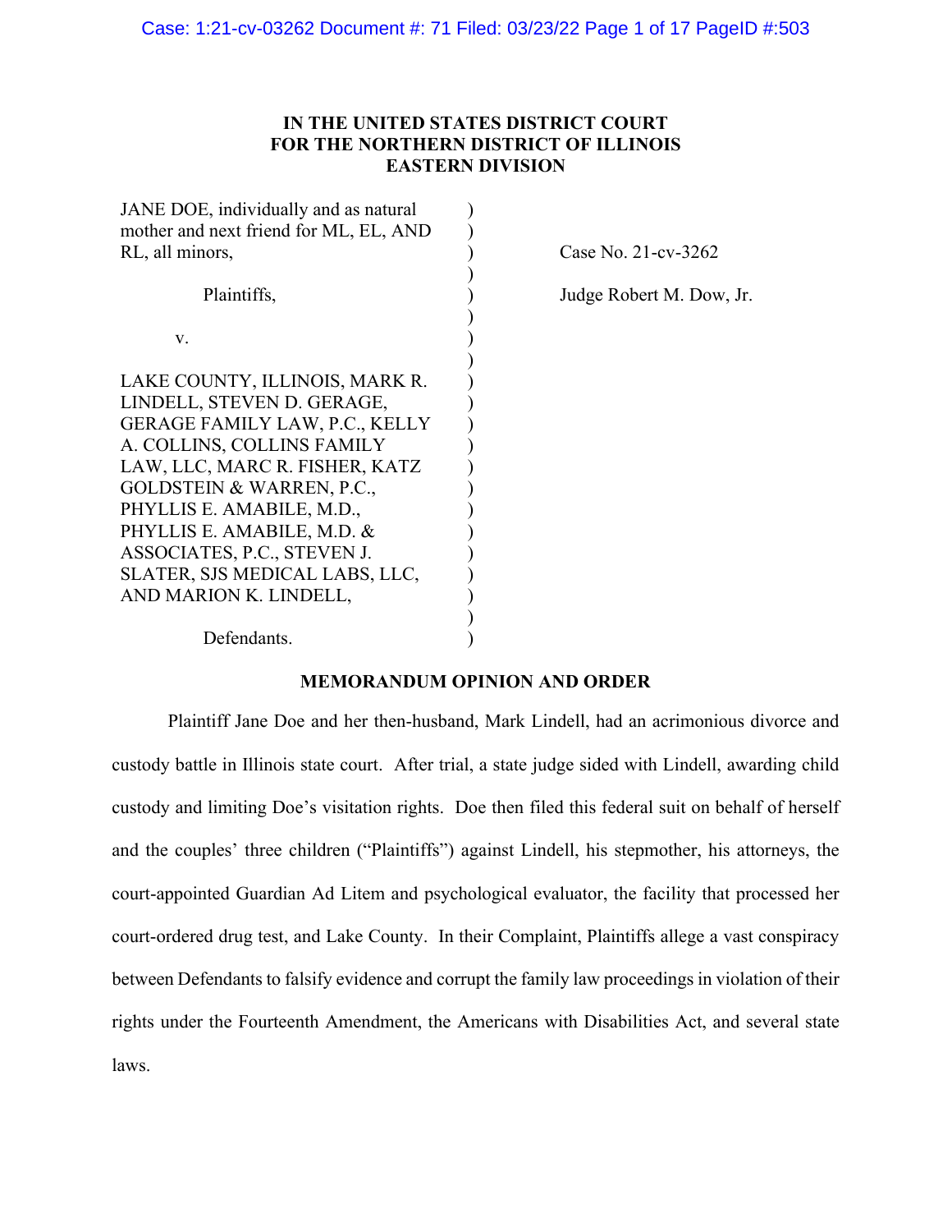**IN THE UNITED STATES DISTRICT COURT**
**FOR THE NORTHERN DISTRICT OF ILLINOIS**
**EASTERN DIVISION**

| | |
|---|---|
| JANE DOE, individually and as natural mother and next friend for ML, EL, AND RL, all minors, | Case No. 21-cv-3262 |
| Plaintiffs, | Judge Robert M. Dow, Jr. |
| v. | |
| LAKE COUNTY, ILLINOIS, MARK R. LINDELL, STEVEN D. GERAGE, GERAGE FAMILY LAW, P.C., KELLY A. COLLINS, COLLINS FAMILY LAW, LLC, MARC R. FISHER, KATZ GOLDSTEIN & WARREN, P.C., PHYLLIS E. AMABILE, M.D., PHYLLIS E. AMABILE, M.D. & ASSOCIATES, P.C., STEVEN J. SLATER, SJS MEDICAL LABS, LLC, AND MARION K. LINDELL, | |
| Defendants. | |

**MEMORANDUM OPINION AND ORDER**

Plaintiff Jane Doe and her then-husband, Mark Lindell, had an acrimonious divorce and custody battle in Illinois state court. After trial, a state judge sided with Lindell, awarding child custody and limiting Doe's visitation rights. Doe then filed this federal suit on behalf of herself and the couples' three children ("Plaintiffs") against Lindell, his stepmother, his attorneys, the court-appointed Guardian Ad Litem and psychological evaluator, the facility that processed her court-ordered drug test, and Lake County. In their Complaint, Plaintiffs allege a vast conspiracy between Defendants to falsify evidence and corrupt the family law proceedings in violation of their rights under the Fourteenth Amendment, the Americans with Disabilities Act, and several state laws.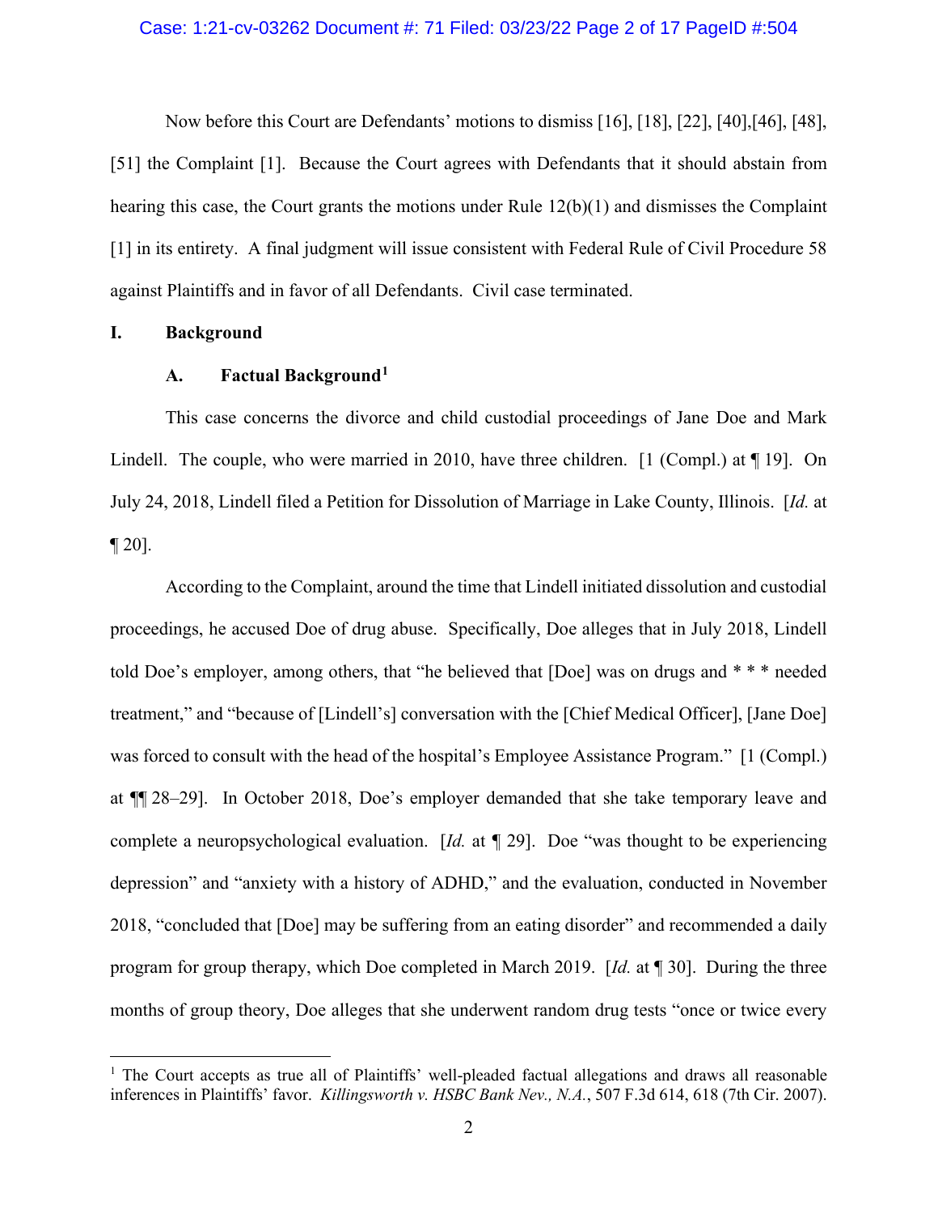Now before this Court are Defendants' motions to dismiss [16], [18], [22], [40],[46], [48], [51] the Complaint [1]. Because the Court agrees with Defendants that it should abstain from hearing this case, the Court grants the motions under Rule 12(b)(1) and dismisses the Complaint [1] in its entirety. A final judgment will issue consistent with Federal Rule of Civil Procedure 58 against Plaintiffs and in favor of all Defendants. Civil case terminated.

## I. Background

### A. Factual Background[1]

This case concerns the divorce and child custodial proceedings of Jane Doe and Mark Lindell. The couple, who were married in 2010, have three children. [1 (Compl.) at ¶ 19]. On July 24, 2018, Lindell filed a Petition for Dissolution of Marriage in Lake County, Illinois. [*Id.* at ¶ 20].

According to the Complaint, around the time that Lindell initiated dissolution and custodial proceedings, he accused Doe of drug abuse. Specifically, Doe alleges that in July 2018, Lindell told Doe's employer, among others, that "he believed that [Doe] was on drugs and * * * needed treatment," and "because of [Lindell's] conversation with the [Chief Medical Officer], [Jane Doe] was forced to consult with the head of the hospital's Employee Assistance Program." [1 (Compl.) at ¶¶ 28–29]. In October 2018, Doe's employer demanded that she take temporary leave and complete a neuropsychological evaluation. [*Id.* at ¶ 29]. Doe "was thought to be experiencing depression" and "anxiety with a history of ADHD," and the evaluation, conducted in November 2018, "concluded that [Doe] may be suffering from an eating disorder" and recommended a daily program for group therapy, which Doe completed in March 2019. [*Id.* at ¶ 30]. During the three months of group theory, Doe alleges that she underwent random drug tests "once or twice every

---

[1] The Court accepts as true all of Plaintiffs' well-pleaded factual allegations and draws all reasonable inferences in Plaintiffs' favor. *Killingsworth v. HSBC Bank Nev., N.A.*, 507 F.3d 614, 618 (7th Cir. 2007).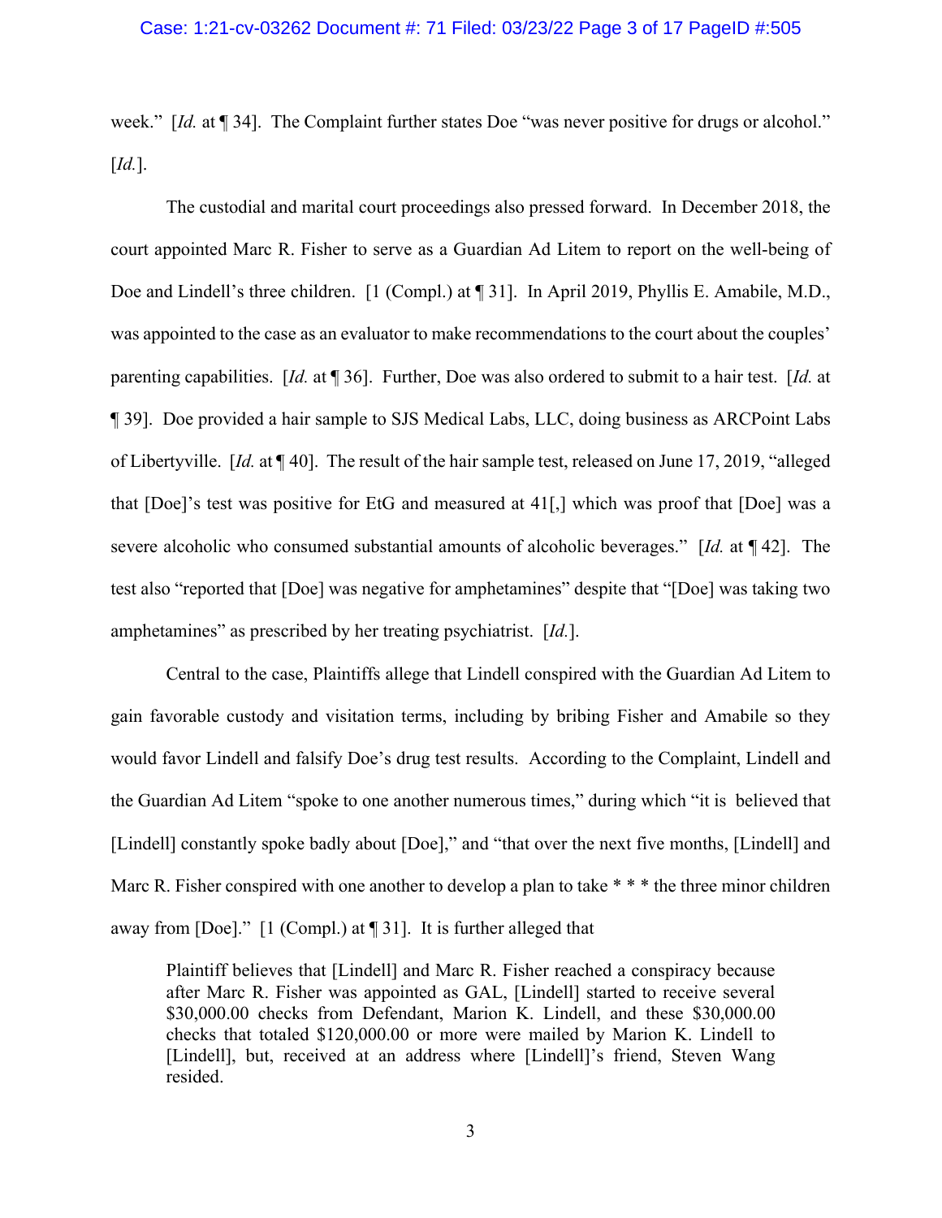week." [*Id.* at ¶ 34]. The Complaint further states Doe "was never positive for drugs or alcohol." [*Id.*].

The custodial and marital court proceedings also pressed forward. In December 2018, the court appointed Marc R. Fisher to serve as a Guardian Ad Litem to report on the well-being of Doe and Lindell's three children. [1 (Compl.) at ¶ 31]. In April 2019, Phyllis E. Amabile, M.D., was appointed to the case as an evaluator to make recommendations to the court about the couples' parenting capabilities. [*Id.* at ¶ 36]. Further, Doe was also ordered to submit to a hair test. [*Id.* at ¶ 39]. Doe provided a hair sample to SJS Medical Labs, LLC, doing business as ARCPoint Labs of Libertyville. [*Id.* at ¶ 40]. The result of the hair sample test, released on June 17, 2019, "alleged that [Doe]'s test was positive for EtG and measured at 41[,] which was proof that [Doe] was a severe alcoholic who consumed substantial amounts of alcoholic beverages." [*Id.* at ¶ 42]. The test also "reported that [Doe] was negative for amphetamines" despite that "[Doe] was taking two amphetamines" as prescribed by her treating psychiatrist. [*Id.*].

Central to the case, Plaintiffs allege that Lindell conspired with the Guardian Ad Litem to gain favorable custody and visitation terms, including by bribing Fisher and Amabile so they would favor Lindell and falsify Doe's drug test results. According to the Complaint, Lindell and the Guardian Ad Litem "spoke to one another numerous times," during which "it is believed that [Lindell] constantly spoke badly about [Doe]," and "that over the next five months, [Lindell] and Marc R. Fisher conspired with one another to develop a plan to take * * * the three minor children away from [Doe]." [1 (Compl.) at ¶ 31]. It is further alleged that

> Plaintiff believes that [Lindell] and Marc R. Fisher reached a conspiracy because after Marc R. Fisher was appointed as GAL, [Lindell] started to receive several $30,000.00 checks from Defendant, Marion K. Lindell, and these $30,000.00 checks that totaled $120,000.00 or more were mailed by Marion K. Lindell to [Lindell], but, received at an address where [Lindell]'s friend, Steven Wang resided.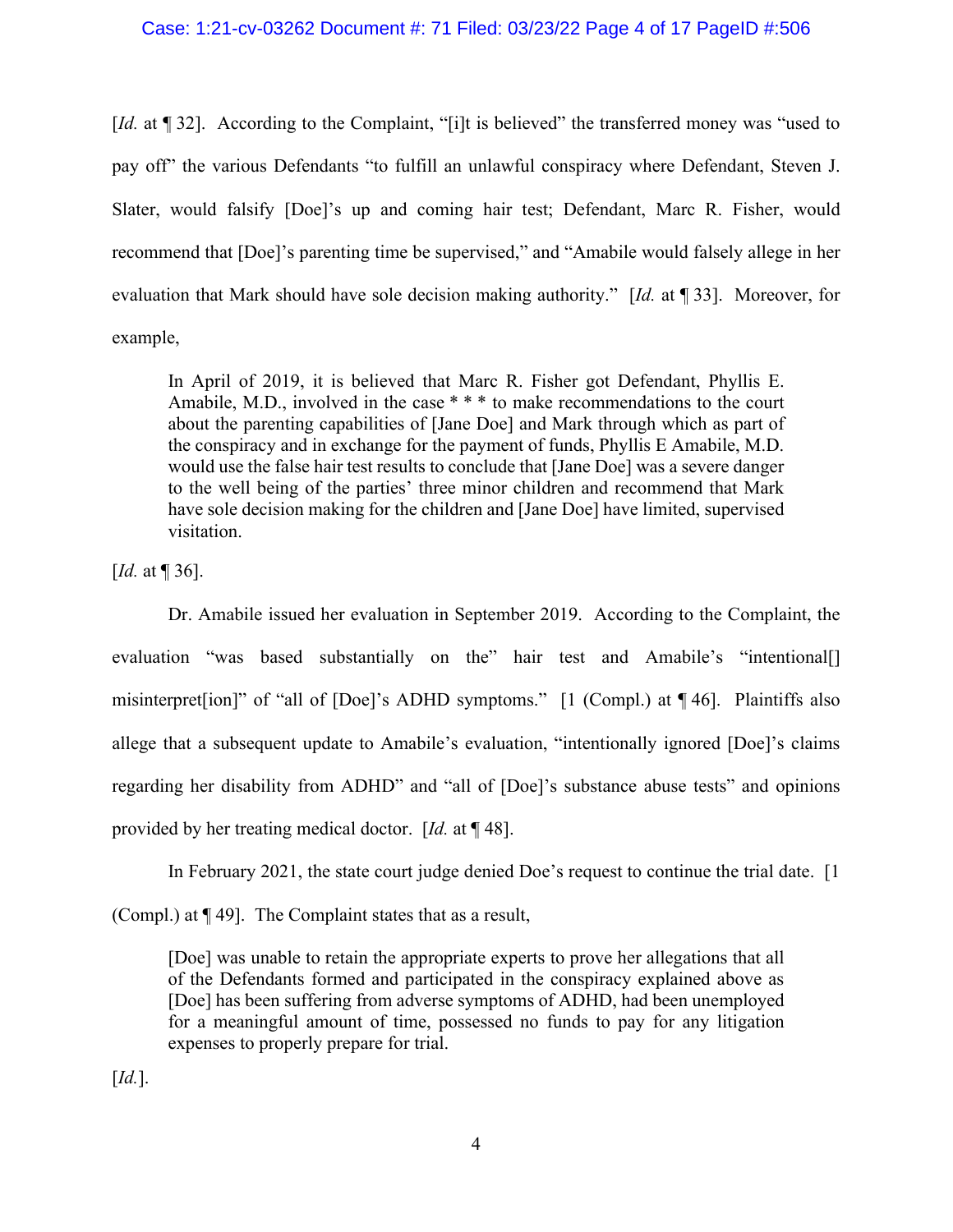[*Id.* at ¶ 32]. According to the Complaint, "[i]t is believed" the transferred money was "used to pay off" the various Defendants "to fulfill an unlawful conspiracy where Defendant, Steven J. Slater, would falsify [Doe]'s up and coming hair test; Defendant, Marc R. Fisher, would recommend that [Doe]'s parenting time be supervised," and "Amabile would falsely allege in her evaluation that Mark should have sole decision making authority." [*Id.* at ¶ 33]. Moreover, for example,

> In April of 2019, it is believed that Marc R. Fisher got Defendant, Phyllis E. Amabile, M.D., involved in the case * * * to make recommendations to the court about the parenting capabilities of [Jane Doe] and Mark through which as part of the conspiracy and in exchange for the payment of funds, Phyllis E Amabile, M.D. would use the false hair test results to conclude that [Jane Doe] was a severe danger to the well being of the parties' three minor children and recommend that Mark have sole decision making for the children and [Jane Doe] have limited, supervised visitation.

[*Id.* at ¶ 36].

Dr. Amabile issued her evaluation in September 2019. According to the Complaint, the evaluation "was based substantially on the" hair test and Amabile's "intentional[] misinterpret[ion]" of "all of [Doe]'s ADHD symptoms." [1 (Compl.) at ¶ 46]. Plaintiffs also allege that a subsequent update to Amabile's evaluation, "intentionally ignored [Doe]'s claims regarding her disability from ADHD" and "all of [Doe]'s substance abuse tests" and opinions provided by her treating medical doctor. [*Id.* at ¶ 48].

In February 2021, the state court judge denied Doe's request to continue the trial date. [1 (Compl.) at ¶ 49]. The Complaint states that as a result,

> [Doe] was unable to retain the appropriate experts to prove her allegations that all of the Defendants formed and participated in the conspiracy explained above as [Doe] has been suffering from adverse symptoms of ADHD, had been unemployed for a meaningful amount of time, possessed no funds to pay for any litigation expenses to properly prepare for trial.

[*Id.*].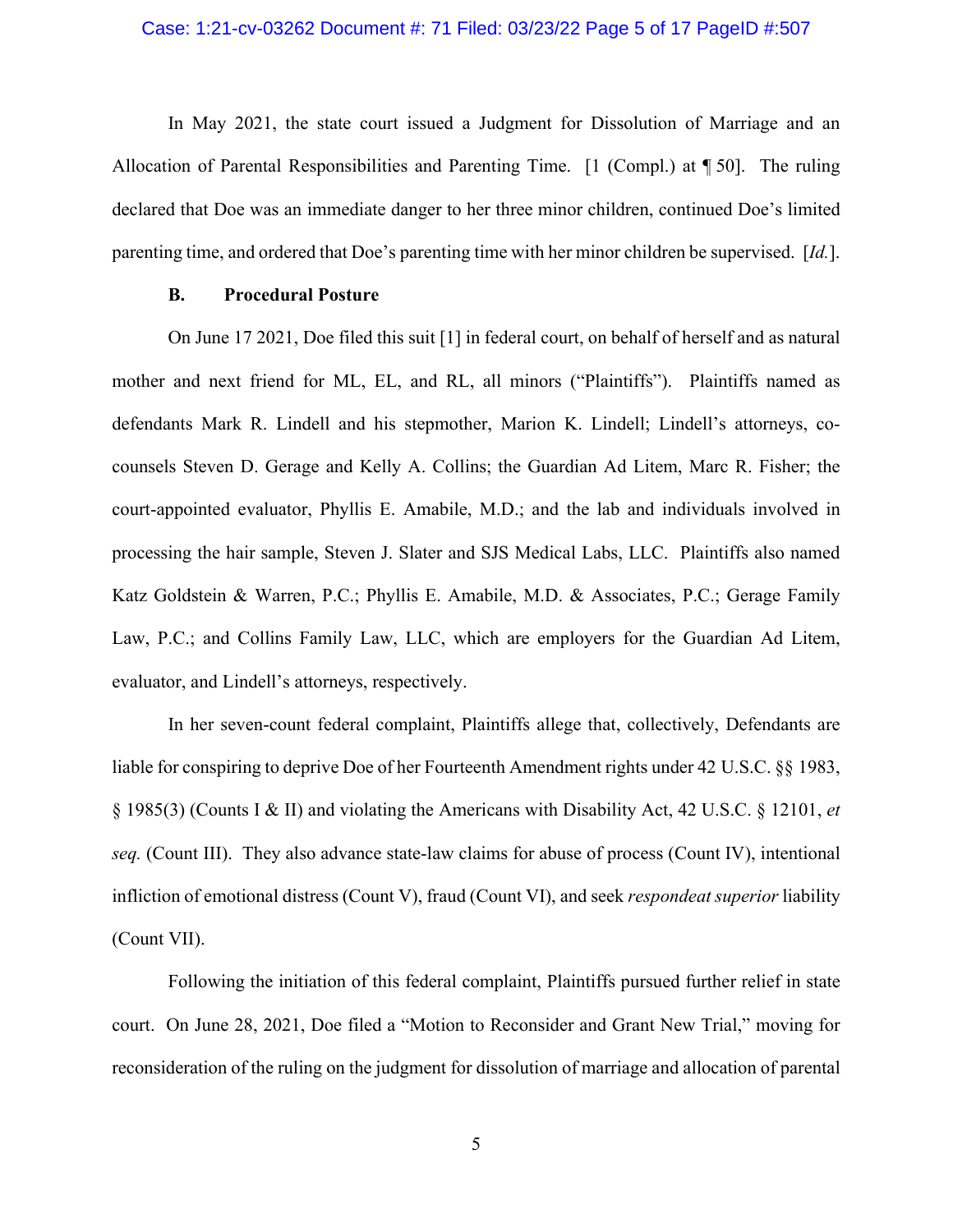In May 2021, the state court issued a Judgment for Dissolution of Marriage and an Allocation of Parental Responsibilities and Parenting Time. [1 (Compl.) at ¶ 50]. The ruling declared that Doe was an immediate danger to her three minor children, continued Doe's limited parenting time, and ordered that Doe's parenting time with her minor children be supervised. [*Id.*].

### B. Procedural Posture

On June 17 2021, Doe filed this suit [1] in federal court, on behalf of herself and as natural mother and next friend for ML, EL, and RL, all minors ("Plaintiffs"). Plaintiffs named as defendants Mark R. Lindell and his stepmother, Marion K. Lindell; Lindell's attorneys, co-counsels Steven D. Gerage and Kelly A. Collins; the Guardian Ad Litem, Marc R. Fisher; the court-appointed evaluator, Phyllis E. Amabile, M.D.; and the lab and individuals involved in processing the hair sample, Steven J. Slater and SJS Medical Labs, LLC. Plaintiffs also named Katz Goldstein & Warren, P.C.; Phyllis E. Amabile, M.D. & Associates, P.C.; Gerage Family Law, P.C.; and Collins Family Law, LLC, which are employers for the Guardian Ad Litem, evaluator, and Lindell's attorneys, respectively.

In her seven-count federal complaint, Plaintiffs allege that, collectively, Defendants are liable for conspiring to deprive Doe of her Fourteenth Amendment rights under 42 U.S.C. §§ 1983, § 1985(3) (Counts I & II) and violating the Americans with Disability Act, 42 U.S.C. § 12101, *et seq.* (Count III). They also advance state-law claims for abuse of process (Count IV), intentional infliction of emotional distress (Count V), fraud (Count VI), and seek *respondeat superior* liability (Count VII).

Following the initiation of this federal complaint, Plaintiffs pursued further relief in state court. On June 28, 2021, Doe filed a "Motion to Reconsider and Grant New Trial," moving for reconsideration of the ruling on the judgment for dissolution of marriage and allocation of parental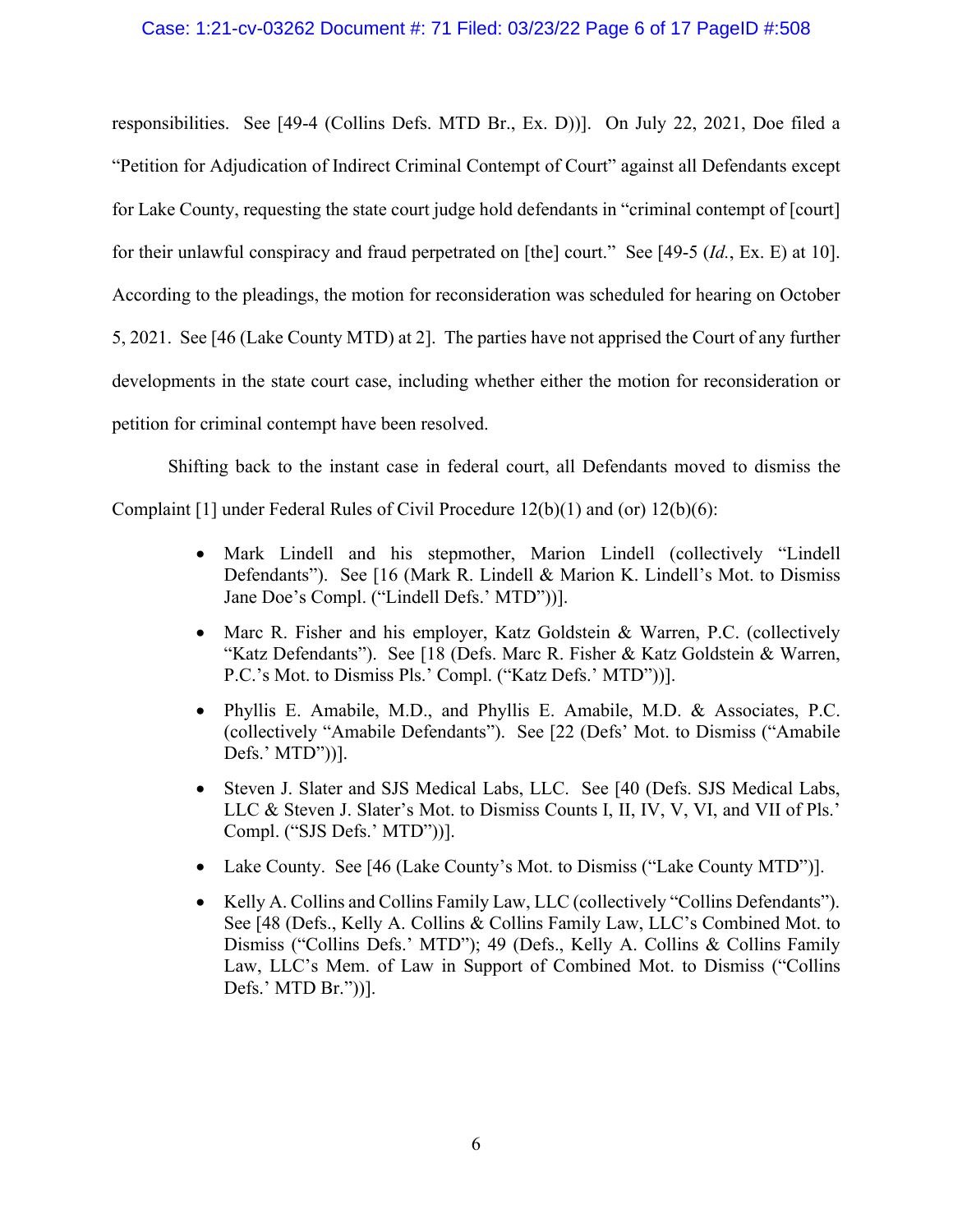responsibilities. See [49-4 (Collins Defs. MTD Br., Ex. D))]. On July 22, 2021, Doe filed a "Petition for Adjudication of Indirect Criminal Contempt of Court" against all Defendants except for Lake County, requesting the state court judge hold defendants in "criminal contempt of [court] for their unlawful conspiracy and fraud perpetrated on [the] court." See [49-5 (*Id.*, Ex. E) at 10]. According to the pleadings, the motion for reconsideration was scheduled for hearing on October 5, 2021. See [46 (Lake County MTD) at 2]. The parties have not apprised the Court of any further developments in the state court case, including whether either the motion for reconsideration or petition for criminal contempt have been resolved.

Shifting back to the instant case in federal court, all Defendants moved to dismiss the Complaint [1] under Federal Rules of Civil Procedure 12(b)(1) and (or) 12(b)(6):

- Mark Lindell and his stepmother, Marion Lindell (collectively "Lindell Defendants"). See [16 (Mark R. Lindell & Marion K. Lindell's Mot. to Dismiss Jane Doe's Compl. ("Lindell Defs.' MTD"))].
- Marc R. Fisher and his employer, Katz Goldstein & Warren, P.C. (collectively "Katz Defendants"). See [18 (Defs. Marc R. Fisher & Katz Goldstein & Warren, P.C.'s Mot. to Dismiss Pls.' Compl. ("Katz Defs.' MTD"))].
- Phyllis E. Amabile, M.D., and Phyllis E. Amabile, M.D. & Associates, P.C. (collectively "Amabile Defendants"). See [22 (Defs' Mot. to Dismiss ("Amabile Defs.' MTD"))].
- Steven J. Slater and SJS Medical Labs, LLC. See [40 (Defs. SJS Medical Labs, LLC & Steven J. Slater's Mot. to Dismiss Counts I, II, IV, V, VI, and VII of Pls.' Compl. ("SJS Defs.' MTD"))].
- Lake County. See [46 (Lake County's Mot. to Dismiss ("Lake County MTD")].
- Kelly A. Collins and Collins Family Law, LLC (collectively "Collins Defendants"). See [48 (Defs., Kelly A. Collins & Collins Family Law, LLC's Combined Mot. to Dismiss ("Collins Defs.' MTD"); 49 (Defs., Kelly A. Collins & Collins Family Law, LLC's Mem. of Law in Support of Combined Mot. to Dismiss ("Collins Defs.' MTD Br."))].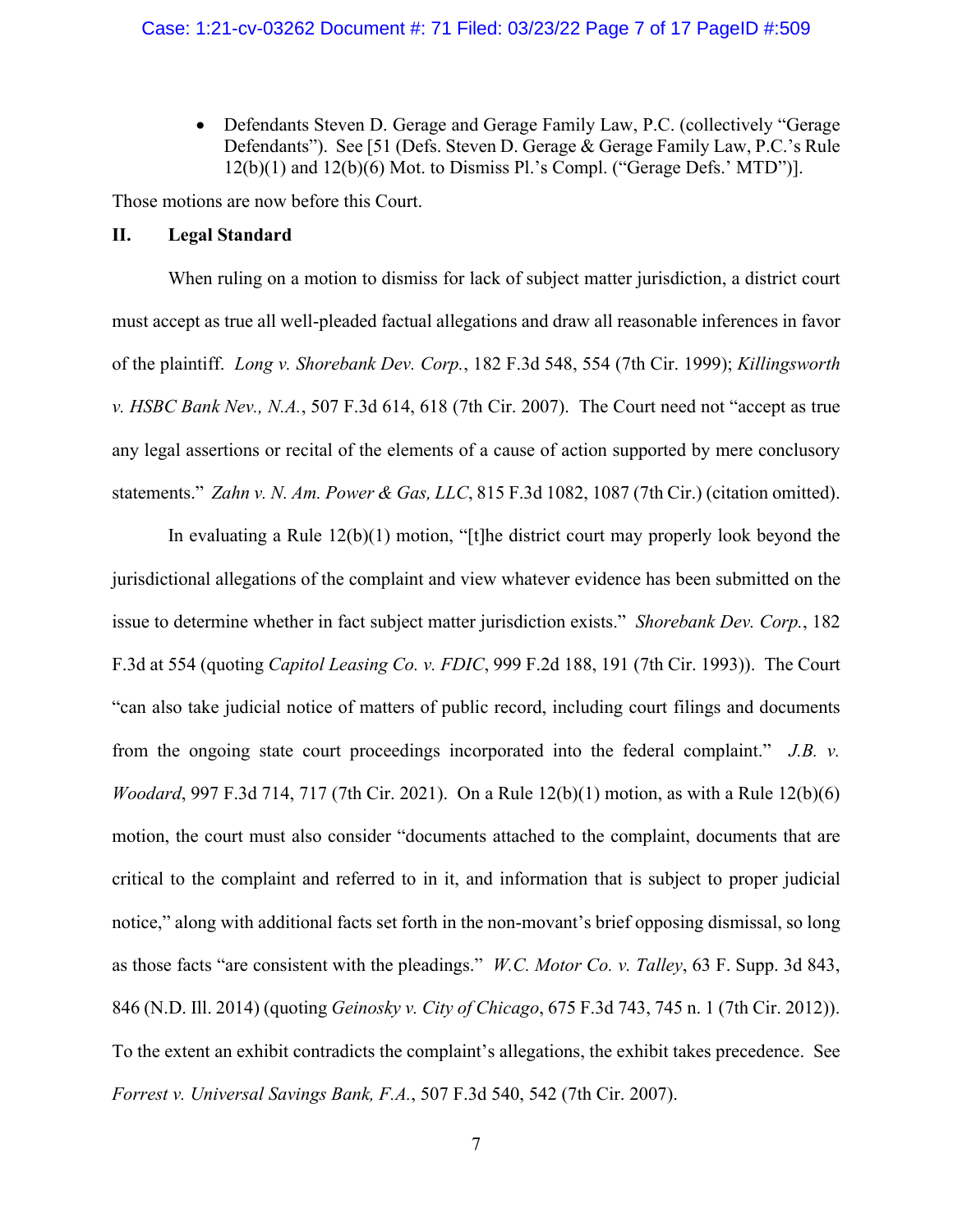- Defendants Steven D. Gerage and Gerage Family Law, P.C. (collectively "Gerage Defendants"). See [51 (Defs. Steven D. Gerage & Gerage Family Law, P.C.'s Rule 12(b)(1) and 12(b)(6) Mot. to Dismiss Pl.'s Compl. ("Gerage Defs.' MTD")].

Those motions are now before this Court.

## II. Legal Standard

When ruling on a motion to dismiss for lack of subject matter jurisdiction, a district court must accept as true all well-pleaded factual allegations and draw all reasonable inferences in favor of the plaintiff. *Long v. Shorebank Dev. Corp.*, 182 F.3d 548, 554 (7th Cir. 1999); *Killingsworth v. HSBC Bank Nev., N.A.*, 507 F.3d 614, 618 (7th Cir. 2007). The Court need not "accept as true any legal assertions or recital of the elements of a cause of action supported by mere conclusory statements." *Zahn v. N. Am. Power & Gas, LLC*, 815 F.3d 1082, 1087 (7th Cir.) (citation omitted).

In evaluating a Rule 12(b)(1) motion, "[t]he district court may properly look beyond the jurisdictional allegations of the complaint and view whatever evidence has been submitted on the issue to determine whether in fact subject matter jurisdiction exists." *Shorebank Dev. Corp.*, 182 F.3d at 554 (quoting *Capitol Leasing Co. v. FDIC*, 999 F.2d 188, 191 (7th Cir. 1993)). The Court "can also take judicial notice of matters of public record, including court filings and documents from the ongoing state court proceedings incorporated into the federal complaint." *J.B. v. Woodard*, 997 F.3d 714, 717 (7th Cir. 2021). On a Rule 12(b)(1) motion, as with a Rule 12(b)(6) motion, the court must also consider "documents attached to the complaint, documents that are critical to the complaint and referred to in it, and information that is subject to proper judicial notice," along with additional facts set forth in the non-movant's brief opposing dismissal, so long as those facts "are consistent with the pleadings." *W.C. Motor Co. v. Talley*, 63 F. Supp. 3d 843, 846 (N.D. Ill. 2014) (quoting *Geinosky v. City of Chicago*, 675 F.3d 743, 745 n. 1 (7th Cir. 2012)). To the extent an exhibit contradicts the complaint's allegations, the exhibit takes precedence. See *Forrest v. Universal Savings Bank, F.A.*, 507 F.3d 540, 542 (7th Cir. 2007).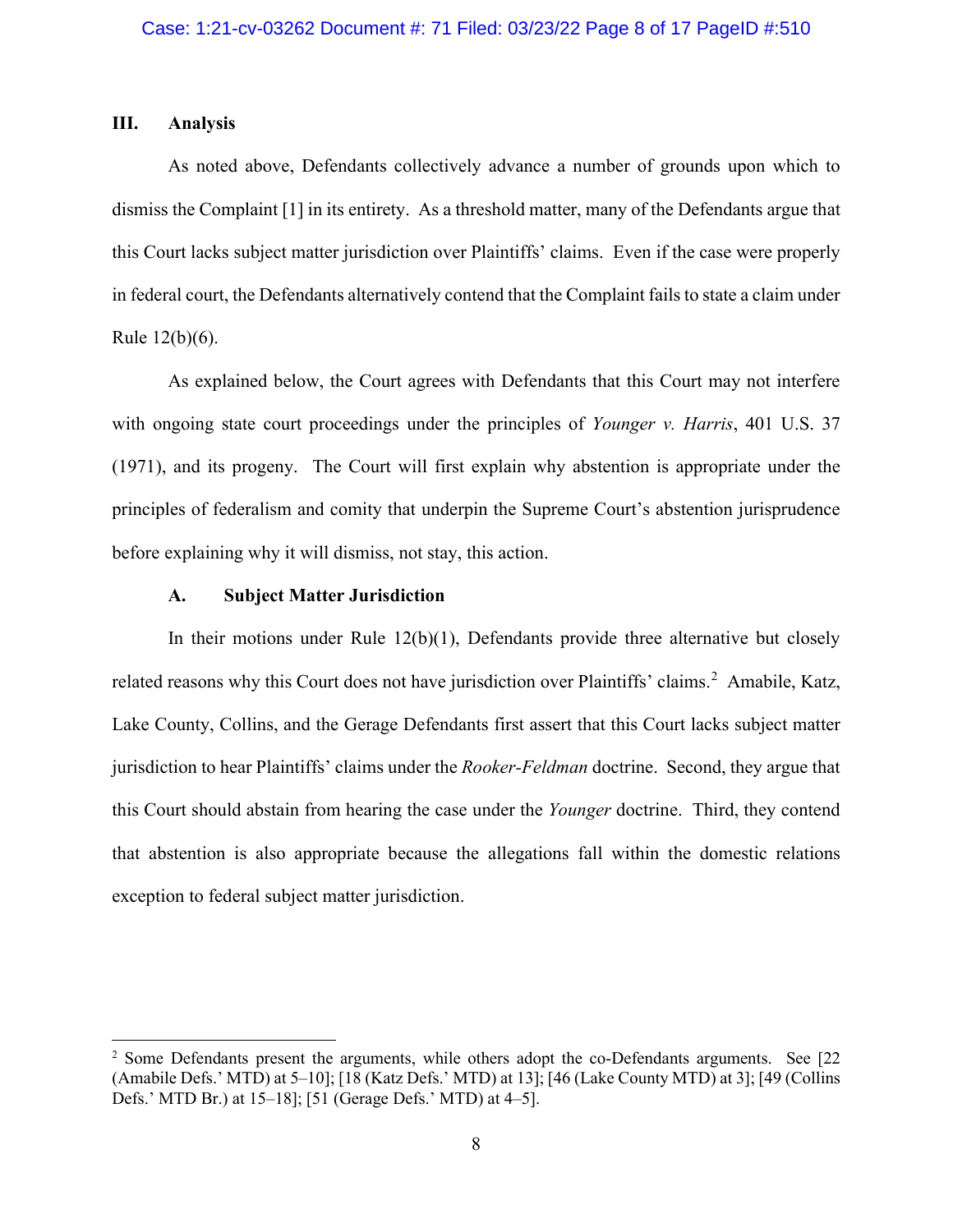## III. Analysis

As noted above, Defendants collectively advance a number of grounds upon which to dismiss the Complaint [1] in its entirety. As a threshold matter, many of the Defendants argue that this Court lacks subject matter jurisdiction over Plaintiffs' claims. Even if the case were properly in federal court, the Defendants alternatively contend that the Complaint fails to state a claim under Rule 12(b)(6).

As explained below, the Court agrees with Defendants that this Court may not interfere with ongoing state court proceedings under the principles of *Younger v. Harris*, 401 U.S. 37 (1971), and its progeny. The Court will first explain why abstention is appropriate under the principles of federalism and comity that underpin the Supreme Court's abstention jurisprudence before explaining why it will dismiss, not stay, this action.

### A. Subject Matter Jurisdiction

In their motions under Rule 12(b)(1), Defendants provide three alternative but closely related reasons why this Court does not have jurisdiction over Plaintiffs' claims.[2] Amabile, Katz, Lake County, Collins, and the Gerage Defendants first assert that this Court lacks subject matter jurisdiction to hear Plaintiffs' claims under the *Rooker-Feldman* doctrine. Second, they argue that this Court should abstain from hearing the case under the *Younger* doctrine. Third, they contend that abstention is also appropriate because the allegations fall within the domestic relations exception to federal subject matter jurisdiction.

---

[2] Some Defendants present the arguments, while others adopt the co-Defendants arguments. See [22 (Amabile Defs.' MTD) at 5–10]; [18 (Katz Defs.' MTD) at 13]; [46 (Lake County MTD) at 3]; [49 (Collins Defs.' MTD Br.) at 15–18]; [51 (Gerage Defs.' MTD) at 4–5].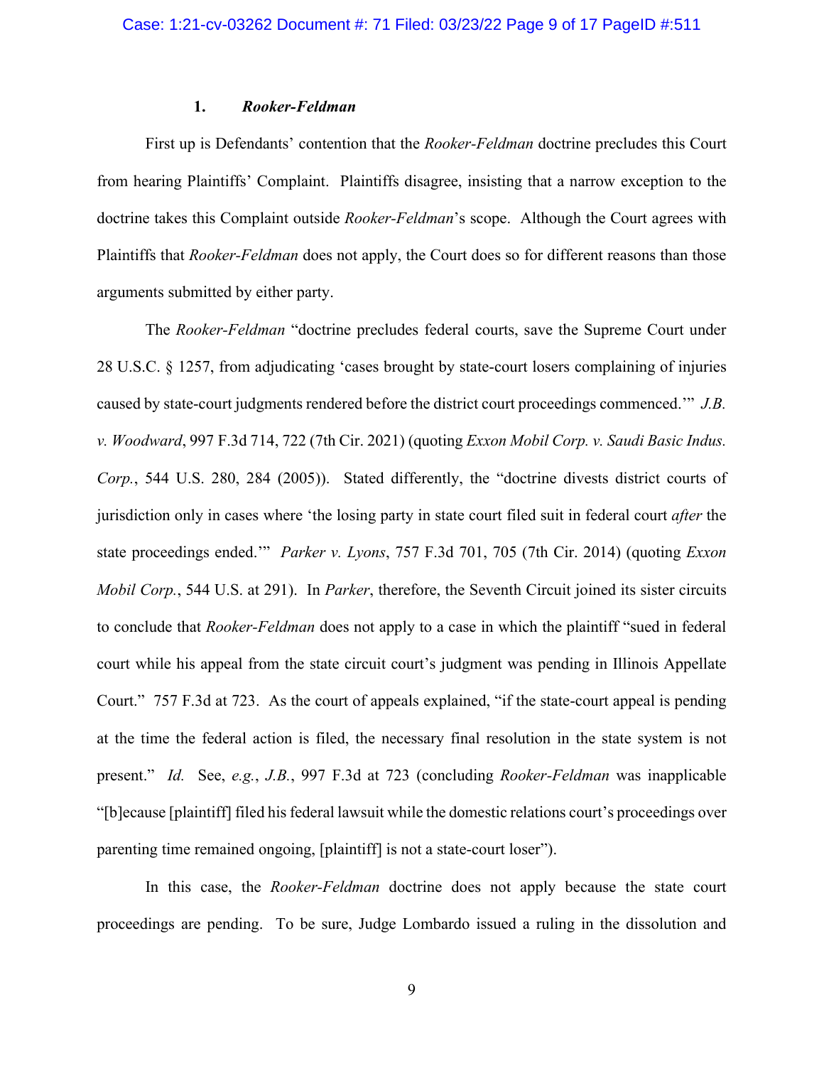### 1. *Rooker-Feldman*

First up is Defendants' contention that the *Rooker-Feldman* doctrine precludes this Court from hearing Plaintiffs' Complaint. Plaintiffs disagree, insisting that a narrow exception to the doctrine takes this Complaint outside *Rooker-Feldman*'s scope. Although the Court agrees with Plaintiffs that *Rooker-Feldman* does not apply, the Court does so for different reasons than those arguments submitted by either party.

The *Rooker-Feldman* "doctrine precludes federal courts, save the Supreme Court under 28 U.S.C. § 1257, from adjudicating 'cases brought by state-court losers complaining of injuries caused by state-court judgments rendered before the district court proceedings commenced.'" *J.B. v. Woodward*, 997 F.3d 714, 722 (7th Cir. 2021) (quoting *Exxon Mobil Corp. v. Saudi Basic Indus. Corp.*, 544 U.S. 280, 284 (2005)). Stated differently, the "doctrine divests district courts of jurisdiction only in cases where 'the losing party in state court filed suit in federal court *after* the state proceedings ended.'" *Parker v. Lyons*, 757 F.3d 701, 705 (7th Cir. 2014) (quoting *Exxon Mobil Corp.*, 544 U.S. at 291). In *Parker*, therefore, the Seventh Circuit joined its sister circuits to conclude that *Rooker-Feldman* does not apply to a case in which the plaintiff "sued in federal court while his appeal from the state circuit court's judgment was pending in Illinois Appellate Court." 757 F.3d at 723. As the court of appeals explained, "if the state-court appeal is pending at the time the federal action is filed, the necessary final resolution in the state system is not present." *Id.* See, *e.g.*, *J.B.*, 997 F.3d at 723 (concluding *Rooker-Feldman* was inapplicable "[b]ecause [plaintiff] filed his federal lawsuit while the domestic relations court's proceedings over parenting time remained ongoing, [plaintiff] is not a state-court loser").

In this case, the *Rooker-Feldman* doctrine does not apply because the state court proceedings are pending. To be sure, Judge Lombardo issued a ruling in the dissolution and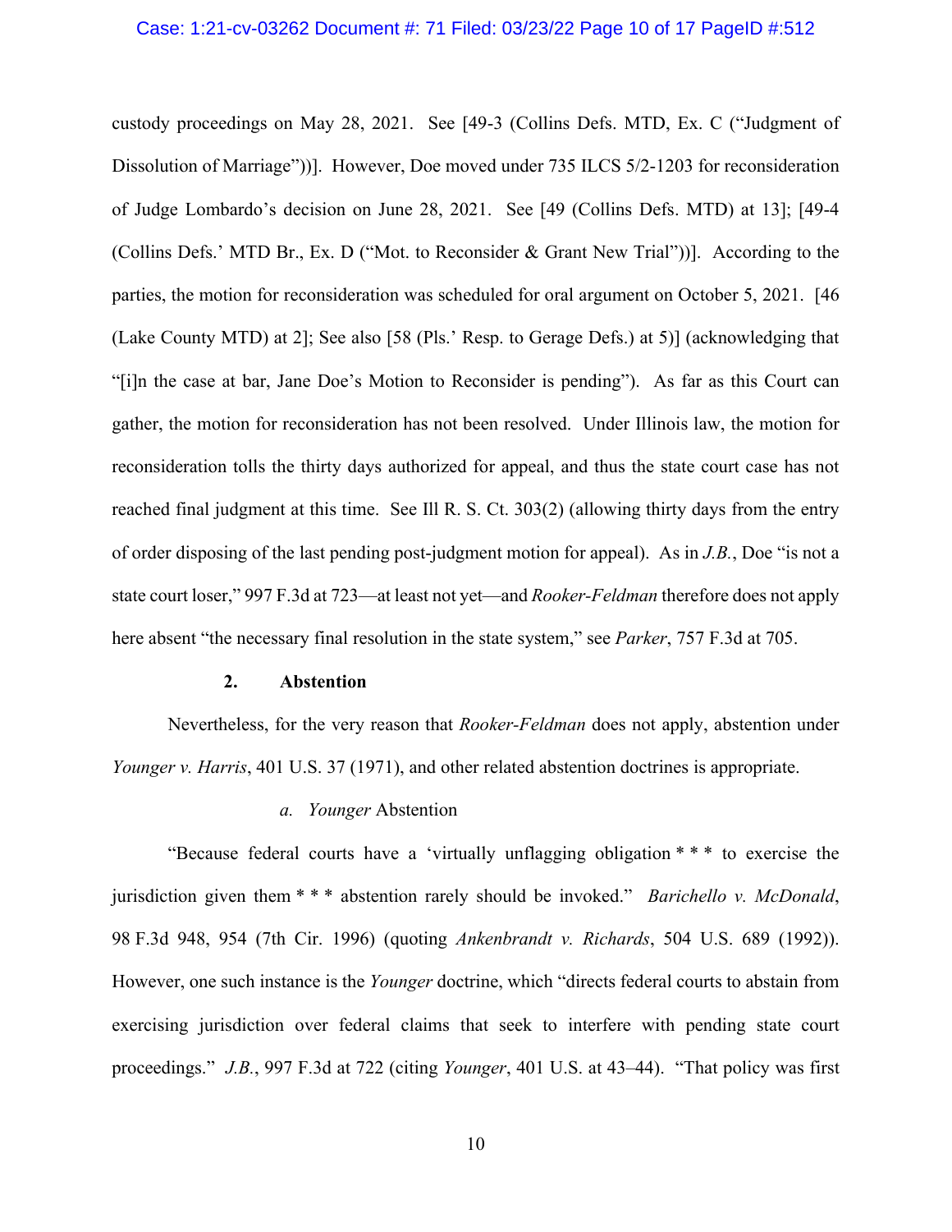custody proceedings on May 28, 2021. See [49-3 (Collins Defs. MTD, Ex. C ("Judgment of Dissolution of Marriage"))]. However, Doe moved under 735 ILCS 5/2-1203 for reconsideration of Judge Lombardo's decision on June 28, 2021. See [49 (Collins Defs. MTD) at 13]; [49-4 (Collins Defs.' MTD Br., Ex. D ("Mot. to Reconsider & Grant New Trial"))]. According to the parties, the motion for reconsideration was scheduled for oral argument on October 5, 2021. [46 (Lake County MTD) at 2]; See also [58 (Pls.' Resp. to Gerage Defs.) at 5)] (acknowledging that "[i]n the case at bar, Jane Doe's Motion to Reconsider is pending"). As far as this Court can gather, the motion for reconsideration has not been resolved. Under Illinois law, the motion for reconsideration tolls the thirty days authorized for appeal, and thus the state court case has not reached final judgment at this time. See Ill R. S. Ct. 303(2) (allowing thirty days from the entry of order disposing of the last pending post-judgment motion for appeal). As in *J.B.*, Doe "is not a state court loser," 997 F.3d at 723—at least not yet—and *Rooker-Feldman* therefore does not apply here absent "the necessary final resolution in the state system," see *Parker*, 757 F.3d at 705.

### 2. Abstention

Nevertheless, for the very reason that *Rooker-Feldman* does not apply, abstention under *Younger v. Harris*, 401 U.S. 37 (1971), and other related abstention doctrines is appropriate.

#### *a. Younger* Abstention

"Because federal courts have a 'virtually unflagging obligation * * * to exercise the jurisdiction given them * * * abstention rarely should be invoked." *Barichello v. McDonald*, 98 F.3d 948, 954 (7th Cir. 1996) (quoting *Ankenbrandt v. Richards*, 504 U.S. 689 (1992)). However, one such instance is the *Younger* doctrine, which "directs federal courts to abstain from exercising jurisdiction over federal claims that seek to interfere with pending state court proceedings." *J.B.*, 997 F.3d at 722 (citing *Younger*, 401 U.S. at 43–44). "That policy was first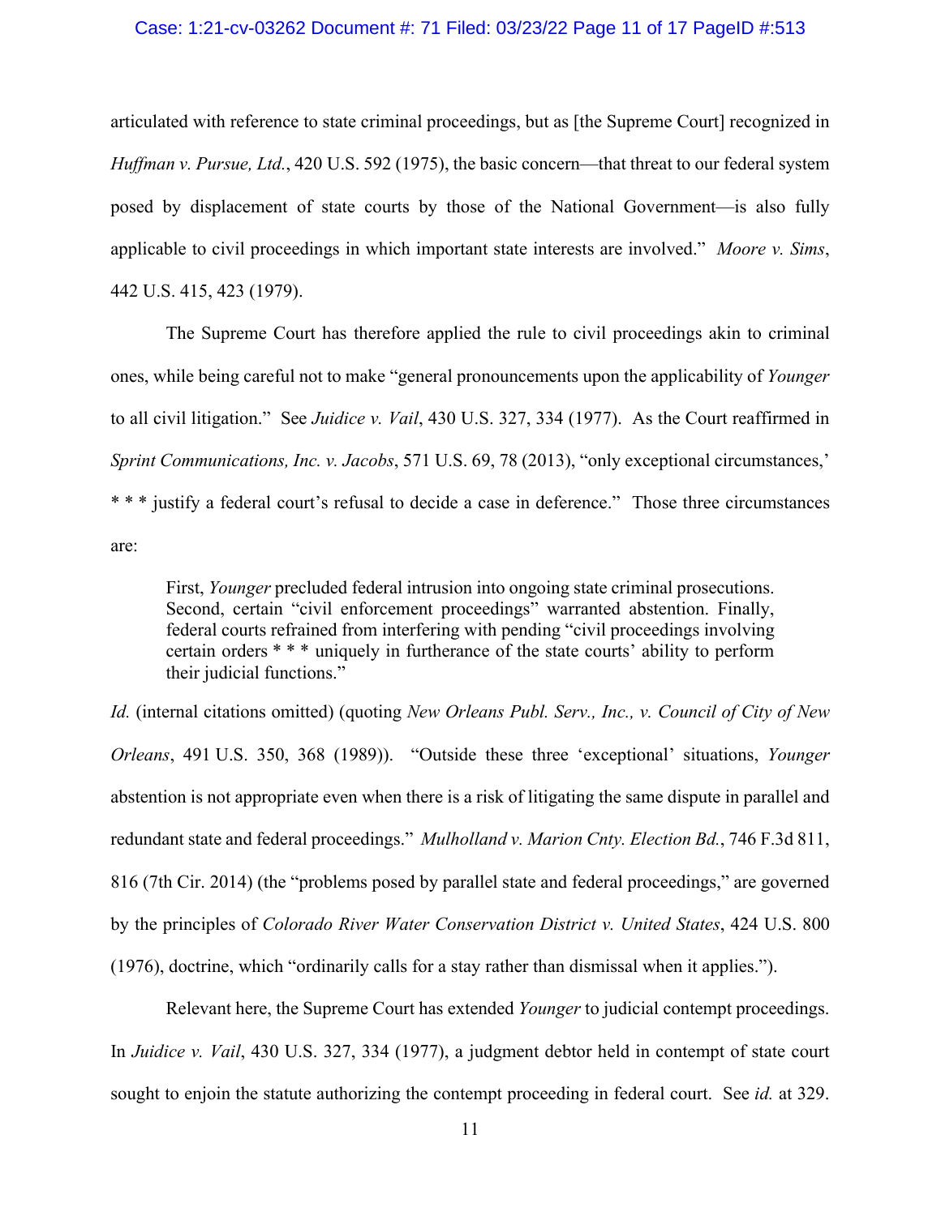articulated with reference to state criminal proceedings, but as [the Supreme Court] recognized in *Huffman v. Pursue, Ltd.*, 420 U.S. 592 (1975), the basic concern—that threat to our federal system posed by displacement of state courts by those of the National Government—is also fully applicable to civil proceedings in which important state interests are involved." *Moore v. Sims*, 442 U.S. 415, 423 (1979).

The Supreme Court has therefore applied the rule to civil proceedings akin to criminal ones, while being careful not to make "general pronouncements upon the applicability of *Younger* to all civil litigation." See *Juidice v. Vail*, 430 U.S. 327, 334 (1977). As the Court reaffirmed in *Sprint Communications, Inc. v. Jacobs*, 571 U.S. 69, 78 (2013), "only exceptional circumstances,' * * * justify a federal court's refusal to decide a case in deference." Those three circumstances are:

> First, *Younger* precluded federal intrusion into ongoing state criminal prosecutions. Second, certain "civil enforcement proceedings" warranted abstention. Finally, federal courts refrained from interfering with pending "civil proceedings involving certain orders * * * uniquely in furtherance of the state courts' ability to perform their judicial functions."

*Id.* (internal citations omitted) (quoting *New Orleans Publ. Serv., Inc., v. Council of City of New Orleans*, 491 U.S. 350, 368 (1989)). "Outside these three 'exceptional' situations, *Younger* abstention is not appropriate even when there is a risk of litigating the same dispute in parallel and redundant state and federal proceedings." *Mulholland v. Marion Cnty. Election Bd.*, 746 F.3d 811, 816 (7th Cir. 2014) (the "problems posed by parallel state and federal proceedings," are governed by the principles of *Colorado River Water Conservation District v. United States*, 424 U.S. 800 (1976), doctrine, which "ordinarily calls for a stay rather than dismissal when it applies.").

Relevant here, the Supreme Court has extended *Younger* to judicial contempt proceedings. In *Juidice v. Vail*, 430 U.S. 327, 334 (1977), a judgment debtor held in contempt of state court sought to enjoin the statute authorizing the contempt proceeding in federal court. See *id.* at 329.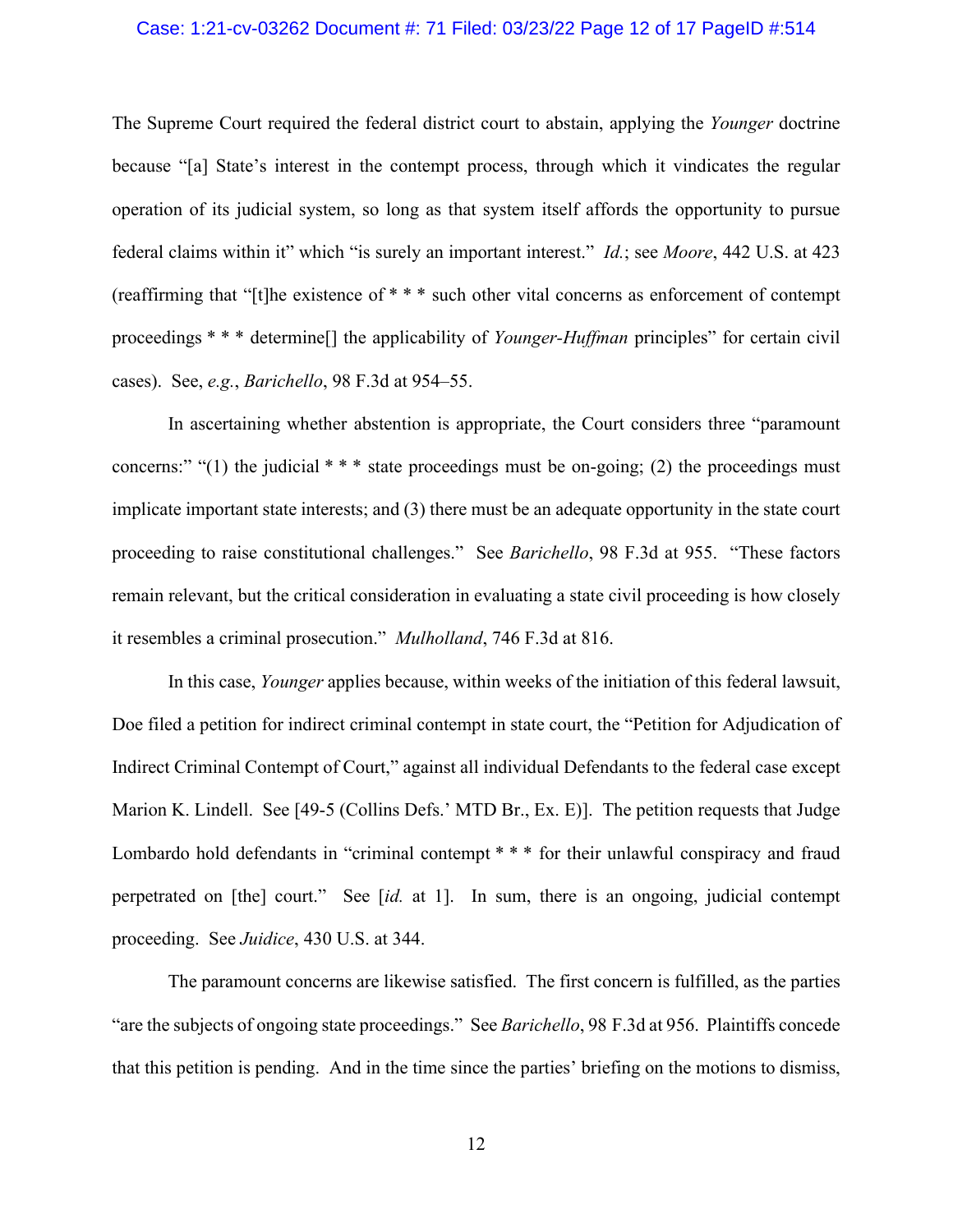The Supreme Court required the federal district court to abstain, applying the *Younger* doctrine because "[a] State's interest in the contempt process, through which it vindicates the regular operation of its judicial system, so long as that system itself affords the opportunity to pursue federal claims within it" which "is surely an important interest." *Id.*; see *Moore*, 442 U.S. at 423 (reaffirming that "[t]he existence of * * * such other vital concerns as enforcement of contempt proceedings * * * determine[] the applicability of *Younger-Huffman* principles" for certain civil cases). See, *e.g.*, *Barichello*, 98 F.3d at 954–55.

In ascertaining whether abstention is appropriate, the Court considers three "paramount concerns:" "(1) the judicial * * * state proceedings must be on-going; (2) the proceedings must implicate important state interests; and (3) there must be an adequate opportunity in the state court proceeding to raise constitutional challenges." See *Barichello*, 98 F.3d at 955. "These factors remain relevant, but the critical consideration in evaluating a state civil proceeding is how closely it resembles a criminal prosecution." *Mulholland*, 746 F.3d at 816.

In this case, *Younger* applies because, within weeks of the initiation of this federal lawsuit, Doe filed a petition for indirect criminal contempt in state court, the "Petition for Adjudication of Indirect Criminal Contempt of Court," against all individual Defendants to the federal case except Marion K. Lindell. See [49-5 (Collins Defs.' MTD Br., Ex. E)]. The petition requests that Judge Lombardo hold defendants in "criminal contempt * * * for their unlawful conspiracy and fraud perpetrated on [the] court." See [*id.* at 1]. In sum, there is an ongoing, judicial contempt proceeding. See *Juidice*, 430 U.S. at 344.

The paramount concerns are likewise satisfied. The first concern is fulfilled, as the parties "are the subjects of ongoing state proceedings." See *Barichello*, 98 F.3d at 956. Plaintiffs concede that this petition is pending. And in the time since the parties' briefing on the motions to dismiss,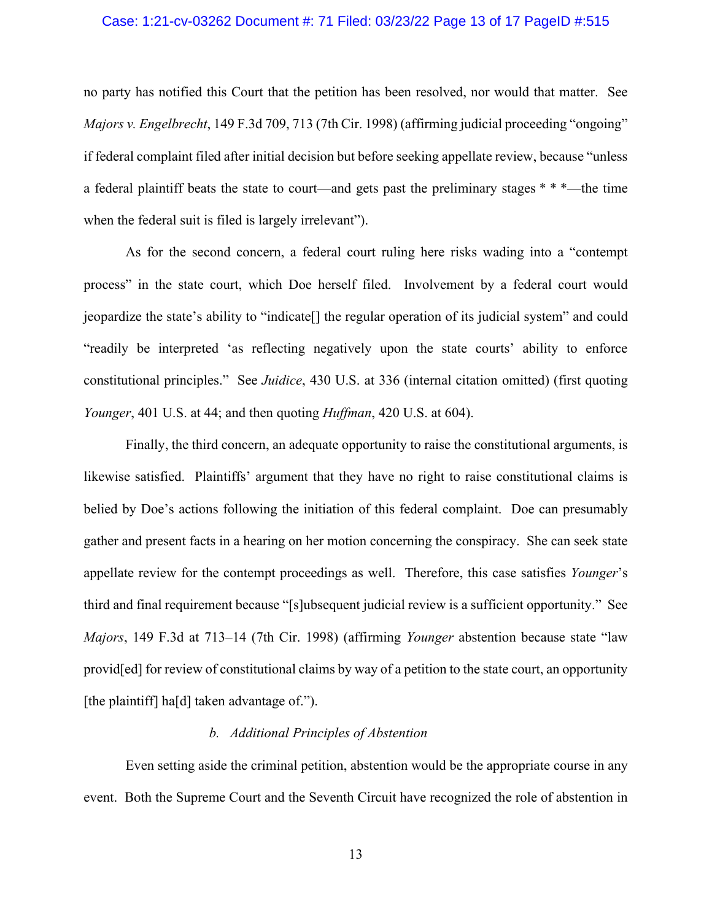no party has notified this Court that the petition has been resolved, nor would that matter. See *Majors v. Engelbrecht*, 149 F.3d 709, 713 (7th Cir. 1998) (affirming judicial proceeding "ongoing" if federal complaint filed after initial decision but before seeking appellate review, because "unless a federal plaintiff beats the state to court—and gets past the preliminary stages * * *—the time when the federal suit is filed is largely irrelevant").

As for the second concern, a federal court ruling here risks wading into a "contempt process" in the state court, which Doe herself filed. Involvement by a federal court would jeopardize the state's ability to "indicate[] the regular operation of its judicial system" and could "readily be interpreted 'as reflecting negatively upon the state courts' ability to enforce constitutional principles." See *Juidice*, 430 U.S. at 336 (internal citation omitted) (first quoting *Younger*, 401 U.S. at 44; and then quoting *Huffman*, 420 U.S. at 604).

Finally, the third concern, an adequate opportunity to raise the constitutional arguments, is likewise satisfied. Plaintiffs' argument that they have no right to raise constitutional claims is belied by Doe's actions following the initiation of this federal complaint. Doe can presumably gather and present facts in a hearing on her motion concerning the conspiracy. She can seek state appellate review for the contempt proceedings as well. Therefore, this case satisfies *Younger*'s third and final requirement because "[s]ubsequent judicial review is a sufficient opportunity." See *Majors*, 149 F.3d at 713–14 (7th Cir. 1998) (affirming *Younger* abstention because state "law provid[ed] for review of constitutional claims by way of a petition to the state court, an opportunity [the plaintiff] ha[d] taken advantage of.").

*b. Additional Principles of Abstention*

Even setting aside the criminal petition, abstention would be the appropriate course in any event. Both the Supreme Court and the Seventh Circuit have recognized the role of abstention in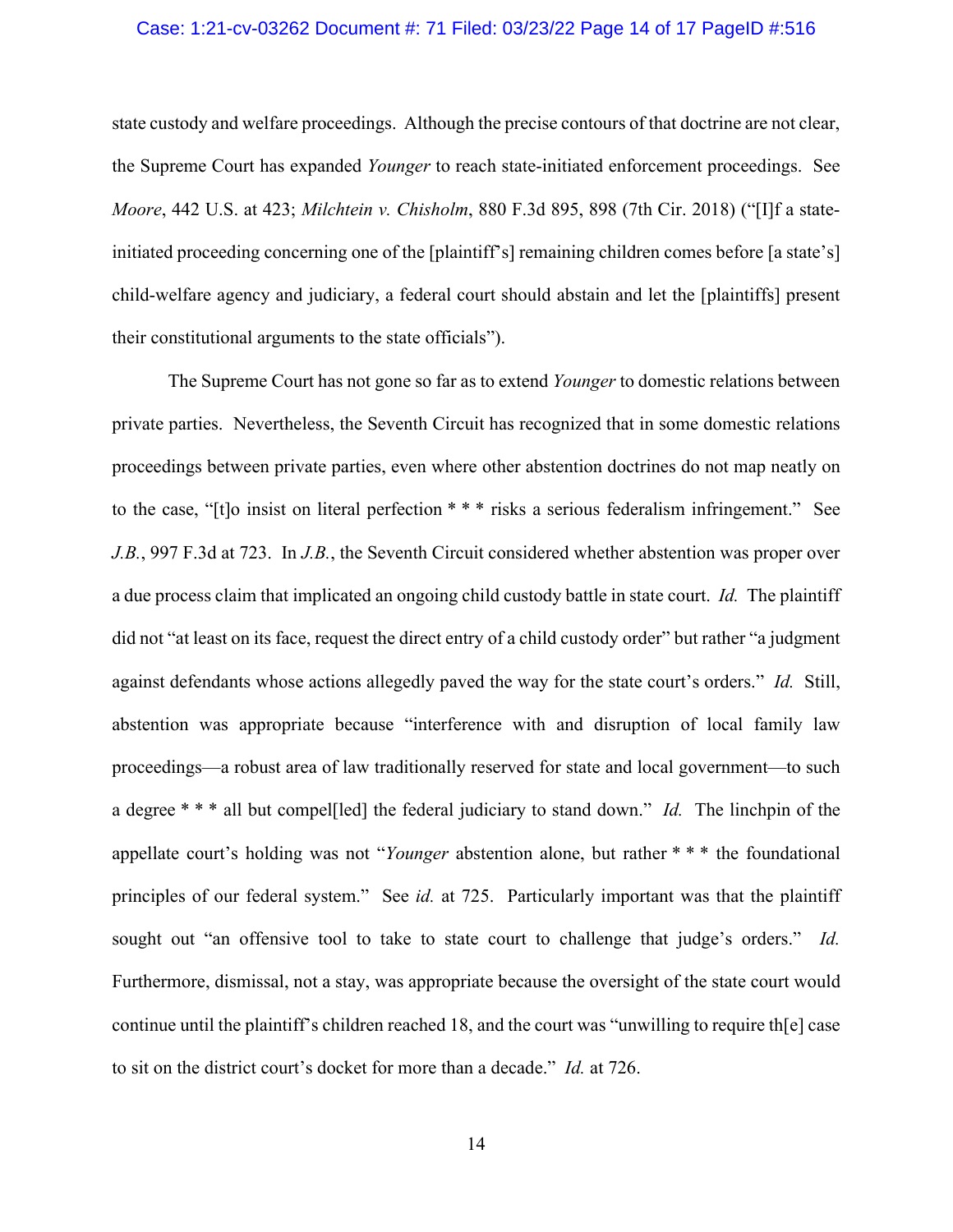state custody and welfare proceedings. Although the precise contours of that doctrine are not clear, the Supreme Court has expanded *Younger* to reach state-initiated enforcement proceedings. See *Moore*, 442 U.S. at 423; *Milchtein v. Chisholm*, 880 F.3d 895, 898 (7th Cir. 2018) ("[I]f a state-initiated proceeding concerning one of the [plaintiff's] remaining children comes before [a state's] child-welfare agency and judiciary, a federal court should abstain and let the [plaintiffs] present their constitutional arguments to the state officials").

The Supreme Court has not gone so far as to extend *Younger* to domestic relations between private parties. Nevertheless, the Seventh Circuit has recognized that in some domestic relations proceedings between private parties, even where other abstention doctrines do not map neatly on to the case, "[t]o insist on literal perfection * * * risks a serious federalism infringement." See *J.B.*, 997 F.3d at 723. In *J.B.*, the Seventh Circuit considered whether abstention was proper over a due process claim that implicated an ongoing child custody battle in state court. *Id.* The plaintiff did not "at least on its face, request the direct entry of a child custody order" but rather "a judgment against defendants whose actions allegedly paved the way for the state court's orders." *Id.* Still, abstention was appropriate because "interference with and disruption of local family law proceedings—a robust area of law traditionally reserved for state and local government—to such a degree * * * all but compel[led] the federal judiciary to stand down." *Id.* The linchpin of the appellate court's holding was not "*Younger* abstention alone, but rather * * * the foundational principles of our federal system." See *id.* at 725. Particularly important was that the plaintiff sought out "an offensive tool to take to state court to challenge that judge's orders." *Id.* Furthermore, dismissal, not a stay, was appropriate because the oversight of the state court would continue until the plaintiff's children reached 18, and the court was "unwilling to require th[e] case to sit on the district court's docket for more than a decade." *Id.* at 726.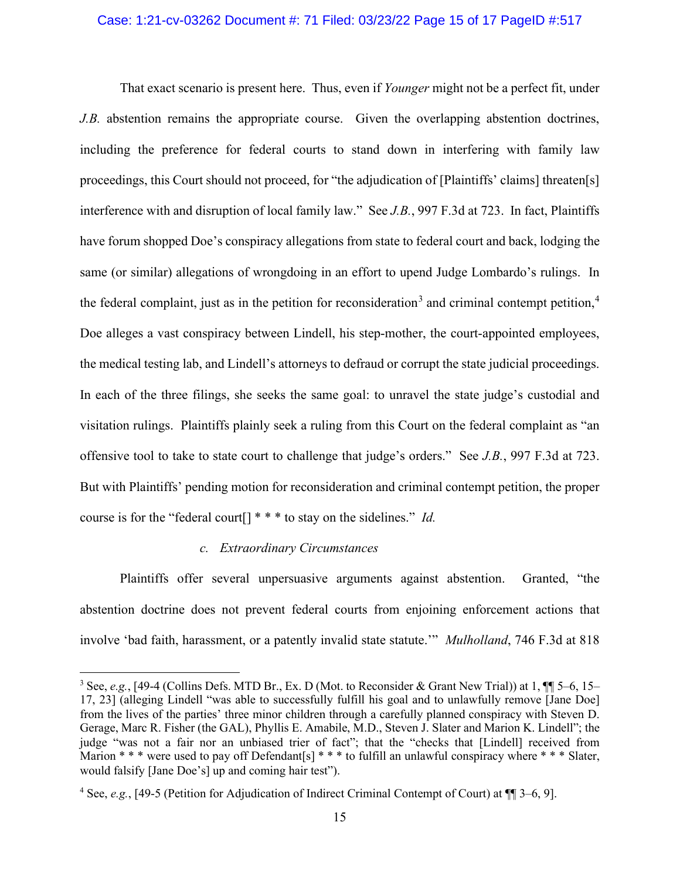That exact scenario is present here. Thus, even if *Younger* might not be a perfect fit, under *J.B.* abstention remains the appropriate course. Given the overlapping abstention doctrines, including the preference for federal courts to stand down in interfering with family law proceedings, this Court should not proceed, for "the adjudication of [Plaintiffs' claims] threaten[s] interference with and disruption of local family law." See *J.B.*, 997 F.3d at 723. In fact, Plaintiffs have forum shopped Doe's conspiracy allegations from state to federal court and back, lodging the same (or similar) allegations of wrongdoing in an effort to upend Judge Lombardo's rulings. In the federal complaint, just as in the petition for reconsideration[3] and criminal contempt petition,[4] Doe alleges a vast conspiracy between Lindell, his step-mother, the court-appointed employees, the medical testing lab, and Lindell's attorneys to defraud or corrupt the state judicial proceedings. In each of the three filings, she seeks the same goal: to unravel the state judge's custodial and visitation rulings. Plaintiffs plainly seek a ruling from this Court on the federal complaint as "an offensive tool to take to state court to challenge that judge's orders." See *J.B.*, 997 F.3d at 723. But with Plaintiffs' pending motion for reconsideration and criminal contempt petition, the proper course is for the "federal court[] * * * to stay on the sidelines." *Id.*

### *c. Extraordinary Circumstances*

Plaintiffs offer several unpersuasive arguments against abstention. Granted, "the abstention doctrine does not prevent federal courts from enjoining enforcement actions that involve 'bad faith, harassment, or a patently invalid state statute.'" *Mulholland*, 746 F.3d at 818

---

[3] See, *e.g.*, [49-4 (Collins Defs. MTD Br., Ex. D (Mot. to Reconsider & Grant New Trial)) at 1, ¶¶ 5–6, 15–17, 23] (alleging Lindell "was able to successfully fulfill his goal and to unlawfully remove [Jane Doe] from the lives of the parties' three minor children through a carefully planned conspiracy with Steven D. Gerage, Marc R. Fisher (the GAL), Phyllis E. Amabile, M.D., Steven J. Slater and Marion K. Lindell"; the judge "was not a fair nor an unbiased trier of fact"; that the "checks that [Lindell] received from Marion * * * were used to pay off Defendant[s] * * * to fulfill an unlawful conspiracy where * * * Slater, would falsify [Jane Doe's] up and coming hair test").

[4] See, *e.g.*, [49-5 (Petition for Adjudication of Indirect Criminal Contempt of Court) at ¶¶ 3–6, 9].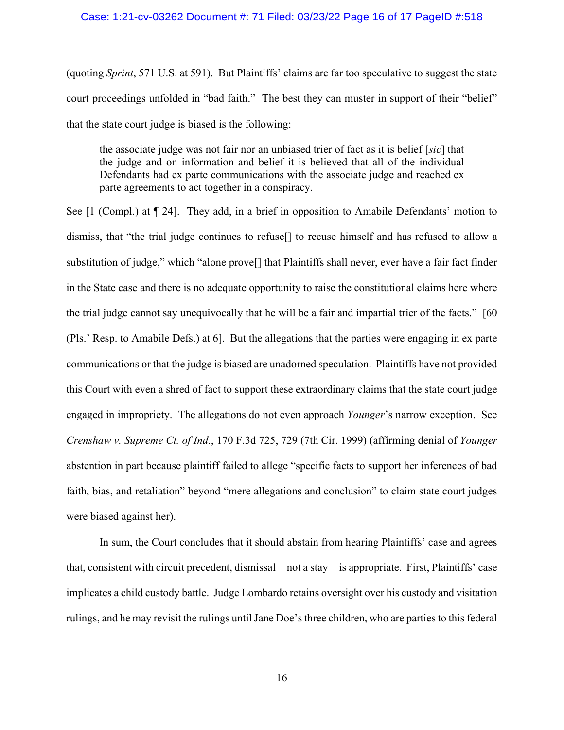(quoting *Sprint*, 571 U.S. at 591). But Plaintiffs' claims are far too speculative to suggest the state court proceedings unfolded in "bad faith." The best they can muster in support of their "belief" that the state court judge is biased is the following:

> the associate judge was not fair nor an unbiased trier of fact as it is belief [*sic*] that the judge and on information and belief it is believed that all of the individual Defendants had ex parte communications with the associate judge and reached ex parte agreements to act together in a conspiracy.

See [1 (Compl.) at ¶ 24]. They add, in a brief in opposition to Amabile Defendants' motion to dismiss, that "the trial judge continues to refuse[] to recuse himself and has refused to allow a substitution of judge," which "alone prove[] that Plaintiffs shall never, ever have a fair fact finder in the State case and there is no adequate opportunity to raise the constitutional claims here where the trial judge cannot say unequivocally that he will be a fair and impartial trier of the facts." [60 (Pls.' Resp. to Amabile Defs.) at 6]. But the allegations that the parties were engaging in ex parte communications or that the judge is biased are unadorned speculation. Plaintiffs have not provided this Court with even a shred of fact to support these extraordinary claims that the state court judge engaged in impropriety. The allegations do not even approach *Younger*'s narrow exception. See *Crenshaw v. Supreme Ct. of Ind.*, 170 F.3d 725, 729 (7th Cir. 1999) (affirming denial of *Younger* abstention in part because plaintiff failed to allege "specific facts to support her inferences of bad faith, bias, and retaliation" beyond "mere allegations and conclusion" to claim state court judges were biased against her).

In sum, the Court concludes that it should abstain from hearing Plaintiffs' case and agrees that, consistent with circuit precedent, dismissal—not a stay—is appropriate. First, Plaintiffs' case implicates a child custody battle. Judge Lombardo retains oversight over his custody and visitation rulings, and he may revisit the rulings until Jane Doe's three children, who are parties to this federal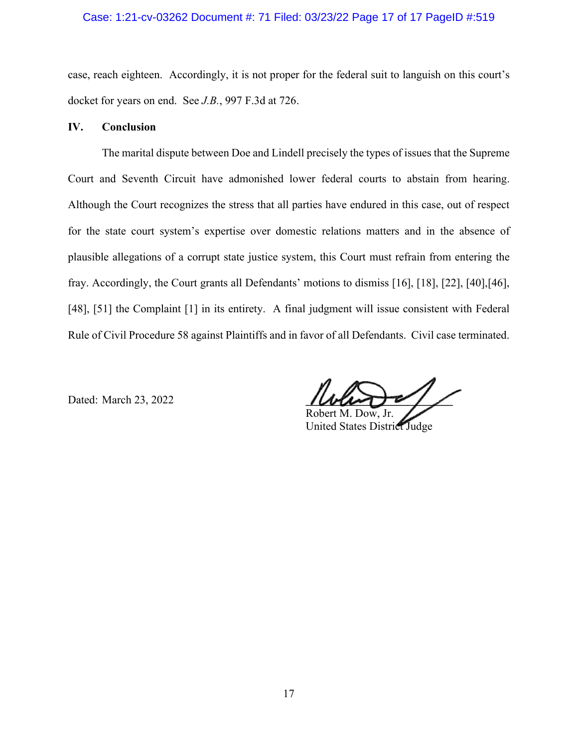case, reach eighteen. Accordingly, it is not proper for the federal suit to languish on this court's docket for years on end. See *J.B.*, 997 F.3d at 726.

## IV. Conclusion

The marital dispute between Doe and Lindell precisely the types of issues that the Supreme Court and Seventh Circuit have admonished lower federal courts to abstain from hearing. Although the Court recognizes the stress that all parties have endured in this case, out of respect for the state court system's expertise over domestic relations matters and in the absence of plausible allegations of a corrupt state justice system, this Court must refrain from entering the fray. Accordingly, the Court grants all Defendants' motions to dismiss [16], [18], [22], [40],[46], [48], [51] the Complaint [1] in its entirety. A final judgment will issue consistent with Federal Rule of Civil Procedure 58 against Plaintiffs and in favor of all Defendants. Civil case terminated.

Dated: March 23, 2022

Robert M. Dow, Jr.
United States District Judge